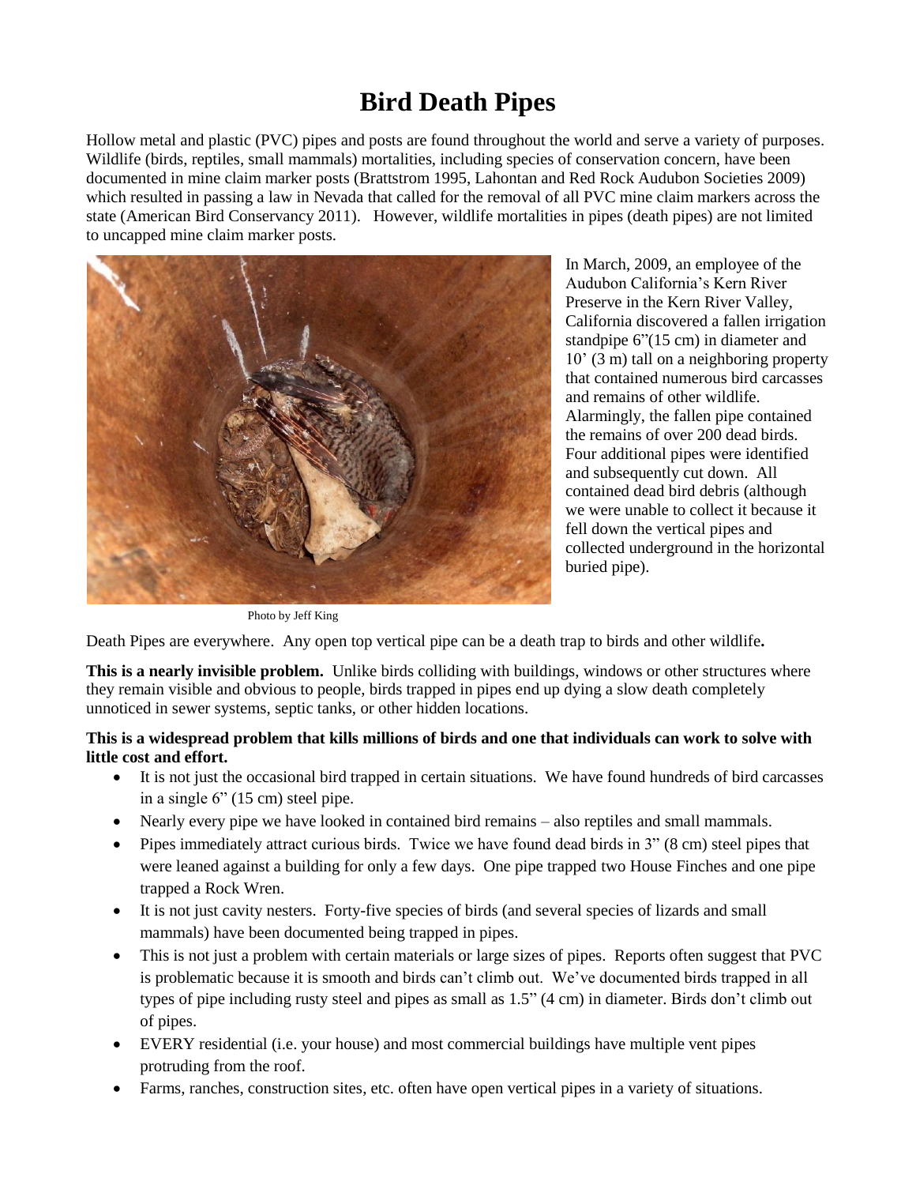# Bird Death Pipes

Hollow metal and plastic (PVC) pipes and posts are found throughout the world and serve a variety of purposes. Wildlife (birds, reptiles, small mammals) mortalities, including species of conservation concern, have been documented in mine claim marker posts (Brattstrom 1995, Lahontan and Red Rock Audubon Societies 2009) which resulted in passing a law in Nevada that called for the removal of all PVC mine claim markers across the state (American Bird Conservancy 2011). However, wildlife mortalities in pipes (death pipes) are not limited to uncapped mine claim marker posts.

In March, 2009, an employee of the Audubon California's Kern River Preserve in the Kern River Valley, California discovered a fallen irrigation standpipe 6"(15 cm) in diameter and 10' (3 m) tall on a neighboring property that contained numerous bird carcasses and remains of other wildlife. Alarmingly, the fallen pipe contained the remains of over 200 dead birds. Four additional pipes were identified and subsequently cut down. All contained dead bird debris (although we were unable to collect it because it fell down the vertical pipes and collected underground in the horizontal buried pipe).

Photo by Jeff King

Death Pipes are everywhere. Any open top vertical pipe can be a death trap to birds and other wildlife**.**

**This is a nearly invisible problem.** Unlike birds colliding with buildings, windows or other structures where they remain visible and obvious to people, birds trapped in pipes end up dying a slow death completely unnoticed in sewer systems, septic tanks, or other hidden locations.

**This is a widespread problem that kills millions of birds and one that individuals can work to solve with little cost and effort.**

- It is not just the occasional bird trapped in certain situations. We have found hundreds of bird carcasses in a single 6" (15 cm) steel pipe.
- Nearly every pipe we have looked in contained bird remains – also reptiles and small mammals.
- Pipes immediately attract curious birds. Twice we have found dead birds in 3" (8 cm) steel pipes that were leaned against a building for only a few days. One pipe trapped two House Finches and one pipe trapped a Rock Wren.
- It is not just cavity nesters. Forty-five species of birds (and several species of lizards and small mammals) have been documented being trapped in pipes.
- This is not just a problem with certain materials or large sizes of pipes. Reports often suggest that PVC is problematic because it is smooth and birds can't climb out. We've documented birds trapped in all types of pipe including rusty steel and pipes as small as 1.5" (4 cm) in diameter. Birds don't climb out of pipes.
- EVERY residential (i.e. your house) and most commercial buildings have multiple vent pipes protruding from the roof.
- Farms, ranches, construction sites, etc. often have open vertical pipes in a variety of situations.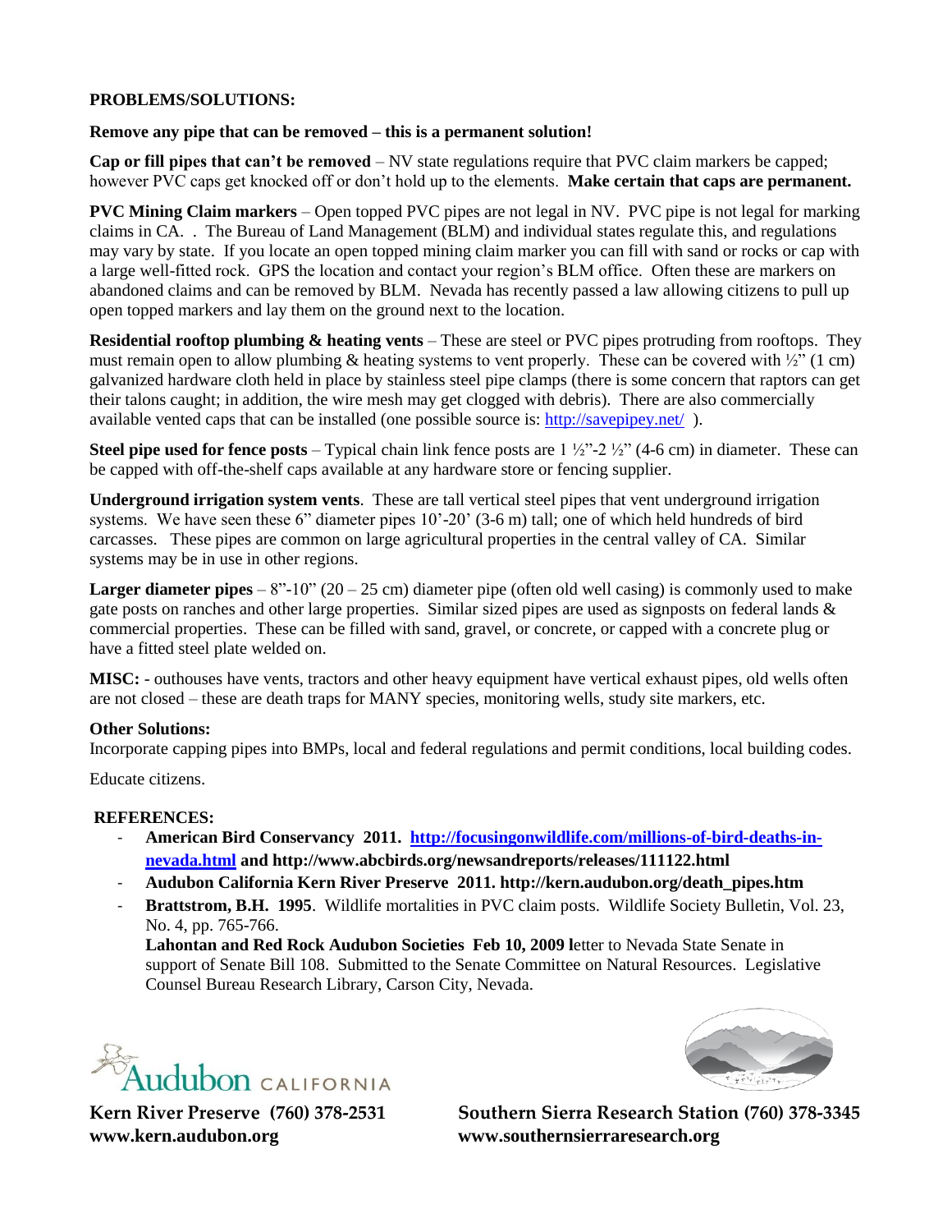**PROBLEMS/SOLUTIONS:**

**Remove any pipe that can be removed – this is a permanent solution!**

**Cap or fill pipes that can't be removed** – NV state regulations require that PVC claim markers be capped; however PVC caps get knocked off or don't hold up to the elements. **Make certain that caps are permanent.**

**PVC Mining Claim markers** – Open topped PVC pipes are not legal in NV. PVC pipe is not legal for marking claims in CA. . The Bureau of Land Management (BLM) and individual states regulate this, and regulations may vary by state. If you locate an open topped mining claim marker you can fill with sand or rocks or cap with a large well-fitted rock. GPS the location and contact your region's BLM office. Often these are markers on abandoned claims and can be removed by BLM. Nevada has recently passed a law allowing citizens to pull up open topped markers and lay them on the ground next to the location.

**Residential rooftop plumbing & heating vents** – These are steel or PVC pipes protruding from rooftops. They must remain open to allow plumbing & heating systems to vent properly. These can be covered with ½" (1 cm) galvanized hardware cloth held in place by stainless steel pipe clamps (there is some concern that raptors can get their talons caught; in addition, the wire mesh may get clogged with debris). There are also commercially available vented caps that can be installed (one possible source is: http://savepipey.net/ ).

**Steel pipe used for fence posts** – Typical chain link fence posts are 1 ½"-2 ½" (4-6 cm) in diameter. These can be capped with off-the-shelf caps available at any hardware store or fencing supplier.

**Underground irrigation system vents**. These are tall vertical steel pipes that vent underground irrigation systems. We have seen these 6" diameter pipes 10'-20' (3-6 m) tall; one of which held hundreds of bird carcasses. These pipes are common on large agricultural properties in the central valley of CA. Similar systems may be in use in other regions.

**Larger diameter pipes** – 8"-10" (20 – 25 cm) diameter pipe (often old well casing) is commonly used to make gate posts on ranches and other large properties. Similar sized pipes are used as signposts on federal lands & commercial properties. These can be filled with sand, gravel, or concrete, or capped with a concrete plug or have a fitted steel plate welded on.

**MISC:** - outhouses have vents, tractors and other heavy equipment have vertical exhaust pipes, old wells often are not closed – these are death traps for MANY species, monitoring wells, study site markers, etc.

**Other Solutions:**

Incorporate capping pipes into BMPs, local and federal regulations and permit conditions, local building codes.

Educate citizens.

**REFERENCES:**

- **American Bird Conservancy 2011. http://focusingonwildlife.com/millions-of-bird-deaths-in-nevada.html and http://www.abcbirds.org/newsandreports/releases/111122.html**
- **Audubon California Kern River Preserve 2011. http://kern.audubon.org/death_pipes.htm**
- **Brattstrom, B.H. 1995**. Wildlife mortalities in PVC claim posts. Wildlife Society Bulletin, Vol. 23, No. 4, pp. 765-766.

  **Lahontan and Red Rock Audubon Societies Feb 10, 2009 l**etter to Nevada State Senate in support of Senate Bill 108. Submitted to the Senate Committee on Natural Resources. Legislative Counsel Bureau Research Library, Carson City, Nevada.

Audubon CALIFORNIA

**Kern River Preserve (760) 378-2531**
**www.kern.audubon.org**

**Southern Sierra Research Station (760) 378-3345**
**www.southernsierraresearch.org**